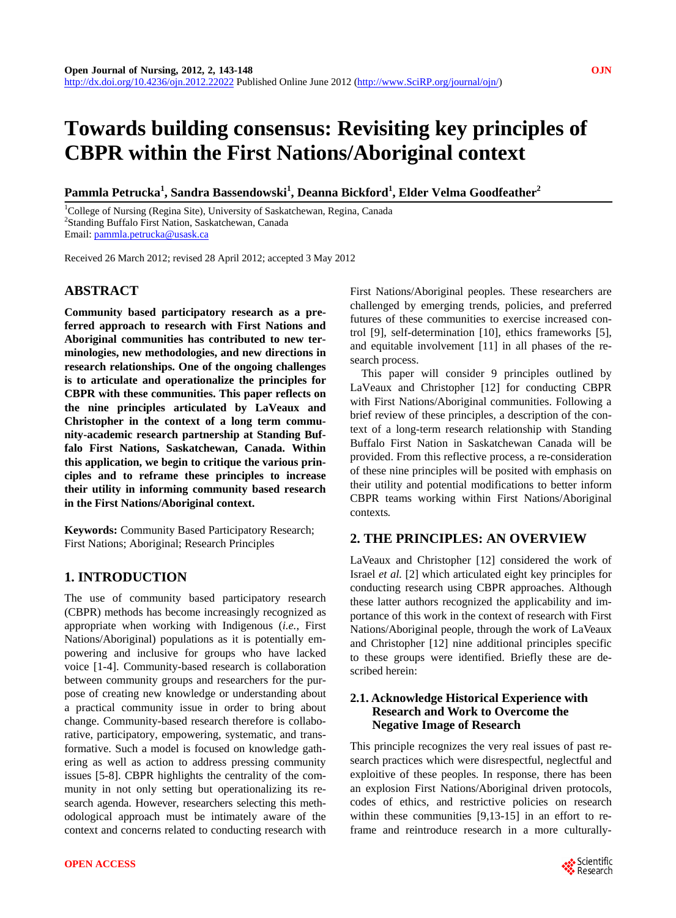# Towards building consensus: Revisiting key principles of CBPR within the First Nations/Aboriginal context

**Pammla Petrucka[1], Sandra Bassendowski[1], Deanna Bickford[1], Elder Velma Goodfeather[2]**

[1]College of Nursing (Regina Site), University of Saskatchewan, Regina, Canada
[2]Standing Buffalo First Nation, Saskatchewan, Canada
Email: pammla.petrucka@usask.ca

Received 26 March 2012; revised 28 April 2012; accepted 3 May 2012

## ABSTRACT

**Community based participatory research as a preferred approach to research with First Nations and Aboriginal communities has contributed to new terminologies, new methodologies, and new directions in research relationships. One of the ongoing challenges is to articulate and operationalize the principles for CBPR with these communities. This paper reflects on the nine principles articulated by LaVeaux and Christopher in the context of a long term community-academic research partnership at Standing Buffalo First Nations, Saskatchewan, Canada. Within this application, we begin to critique the various principles and to reframe these principles to increase their utility in informing community based research in the First Nations/Aboriginal context.**

**Keywords:** Community Based Participatory Research; First Nations; Aboriginal; Research Principles

## 1. INTRODUCTION

The use of community based participatory research (CBPR) methods has become increasingly recognized as appropriate when working with Indigenous (*i.e.*, First Nations/Aboriginal) populations as it is potentially empowering and inclusive for groups who have lacked voice [1-4]. Community-based research is collaboration between community groups and researchers for the purpose of creating new knowledge or understanding about a practical community issue in order to bring about change. Community-based research therefore is collaborative, participatory, empowering, systematic, and transformative. Such a model is focused on knowledge gathering as well as action to address pressing community issues [5-8]. CBPR highlights the centrality of the community in not only setting but operationalizing its research agenda. However, researchers selecting this methodological approach must be intimately aware of the context and concerns related to conducting research with First Nations/Aboriginal peoples. These researchers are challenged by emerging trends, policies, and preferred futures of these communities to exercise increased control [9], self-determination [10], ethics frameworks [5], and equitable involvement [11] in all phases of the research process.

This paper will consider 9 principles outlined by LaVeaux and Christopher [12] for conducting CBPR with First Nations/Aboriginal communities. Following a brief review of these principles, a description of the context of a long-term research relationship with Standing Buffalo First Nation in Saskatchewan Canada will be provided. From this reflective process, a re-consideration of these nine principles will be posited with emphasis on their utility and potential modifications to better inform CBPR teams working within First Nations/Aboriginal contexts.

## 2. THE PRINCIPLES: AN OVERVIEW

LaVeaux and Christopher [12] considered the work of Israel *et al.* [2] which articulated eight key principles for conducting research using CBPR approaches. Although these latter authors recognized the applicability and importance of this work in the context of research with First Nations/Aboriginal people, through the work of LaVeaux and Christopher [12] nine additional principles specific to these groups were identified. Briefly these are described herein:

### 2.1. Acknowledge Historical Experience with Research and Work to Overcome the Negative Image of Research

This principle recognizes the very real issues of past research practices which were disrespectful, neglectful and exploitive of these peoples. In response, there has been an explosion First Nations/Aboriginal driven protocols, codes of ethics, and restrictive policies on research within these communities [9,13-15] in an effort to reframe and reintroduce research in a more culturally-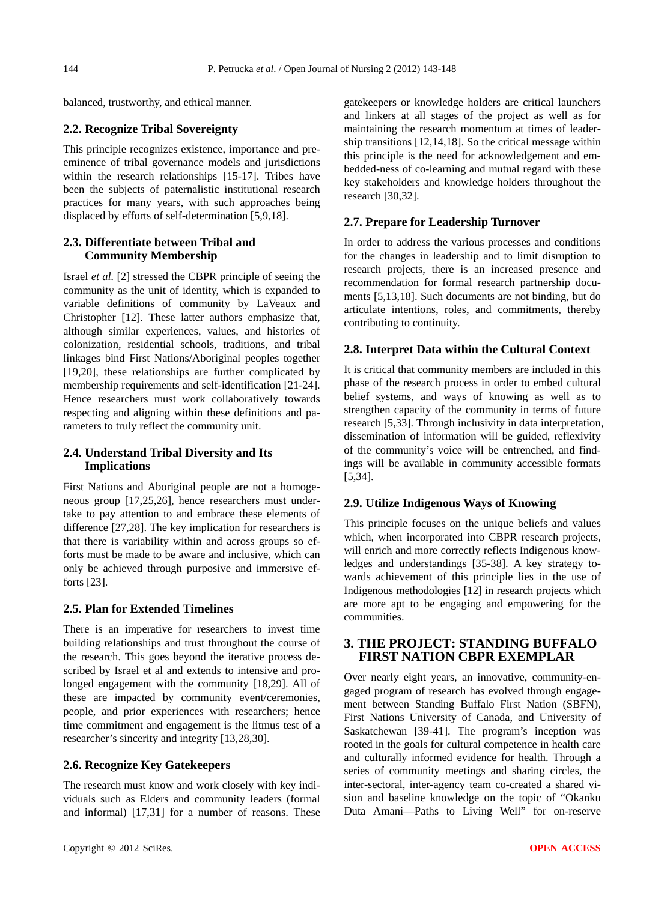balanced, trustworthy, and ethical manner.

### 2.2. Recognize Tribal Sovereignty

This principle recognizes existence, importance and preeminence of tribal governance models and jurisdictions within the research relationships [15-17]. Tribes have been the subjects of paternalistic institutional research practices for many years, with such approaches being displaced by efforts of self-determination [5,9,18].

### 2.3. Differentiate between Tribal and Community Membership

Israel *et al.* [2] stressed the CBPR principle of seeing the community as the unit of identity, which is expanded to variable definitions of community by LaVeaux and Christopher [12]. These latter authors emphasize that, although similar experiences, values, and histories of colonization, residential schools, traditions, and tribal linkages bind First Nations/Aboriginal peoples together [19,20], these relationships are further complicated by membership requirements and self-identification [21-24]. Hence researchers must work collaboratively towards respecting and aligning within these definitions and parameters to truly reflect the community unit.

### 2.4. Understand Tribal Diversity and Its Implications

First Nations and Aboriginal people are not a homogeneous group [17,25,26], hence researchers must undertake to pay attention to and embrace these elements of difference [27,28]. The key implication for researchers is that there is variability within and across groups so efforts must be made to be aware and inclusive, which can only be achieved through purposive and immersive efforts [23].

### 2.5. Plan for Extended Timelines

There is an imperative for researchers to invest time building relationships and trust throughout the course of the research. This goes beyond the iterative process described by Israel et al and extends to intensive and prolonged engagement with the community [18,29]. All of these are impacted by community event/ceremonies, people, and prior experiences with researchers; hence time commitment and engagement is the litmus test of a researcher's sincerity and integrity [13,28,30].

### 2.6. Recognize Key Gatekeepers

The research must know and work closely with key individuals such as Elders and community leaders (formal and informal) [17,31] for a number of reasons. These gatekeepers or knowledge holders are critical launchers and linkers at all stages of the project as well as for maintaining the research momentum at times of leadership transitions [12,14,18]. So the critical message within this principle is the need for acknowledgement and embedded-ness of co-learning and mutual regard with these key stakeholders and knowledge holders throughout the research [30,32].

### 2.7. Prepare for Leadership Turnover

In order to address the various processes and conditions for the changes in leadership and to limit disruption to research projects, there is an increased presence and recommendation for formal research partnership documents [5,13,18]. Such documents are not binding, but do articulate intentions, roles, and commitments, thereby contributing to continuity.

### 2.8. Interpret Data within the Cultural Context

It is critical that community members are included in this phase of the research process in order to embed cultural belief systems, and ways of knowing as well as to strengthen capacity of the community in terms of future research [5,33]. Through inclusivity in data interpretation, dissemination of information will be guided, reflexivity of the community's voice will be entrenched, and findings will be available in community accessible formats [5,34].

### 2.9. Utilize Indigenous Ways of Knowing

This principle focuses on the unique beliefs and values which, when incorporated into CBPR research projects, will enrich and more correctly reflects Indigenous knowledges and understandings [35-38]. A key strategy towards achievement of this principle lies in the use of Indigenous methodologies [12] in research projects which are more apt to be engaging and empowering for the communities.

## 3. THE PROJECT: STANDING BUFFALO FIRST NATION CBPR EXEMPLAR

Over nearly eight years, an innovative, community-engaged program of research has evolved through engagement between Standing Buffalo First Nation (SBFN), First Nations University of Canada, and University of Saskatchewan [39-41]. The program's inception was rooted in the goals for cultural competence in health care and culturally informed evidence for health. Through a series of community meetings and sharing circles, the inter-sectoral, inter-agency team co-created a shared vision and baseline knowledge on the topic of "Okanku Duta Amani—Paths to Living Well" for on-reserve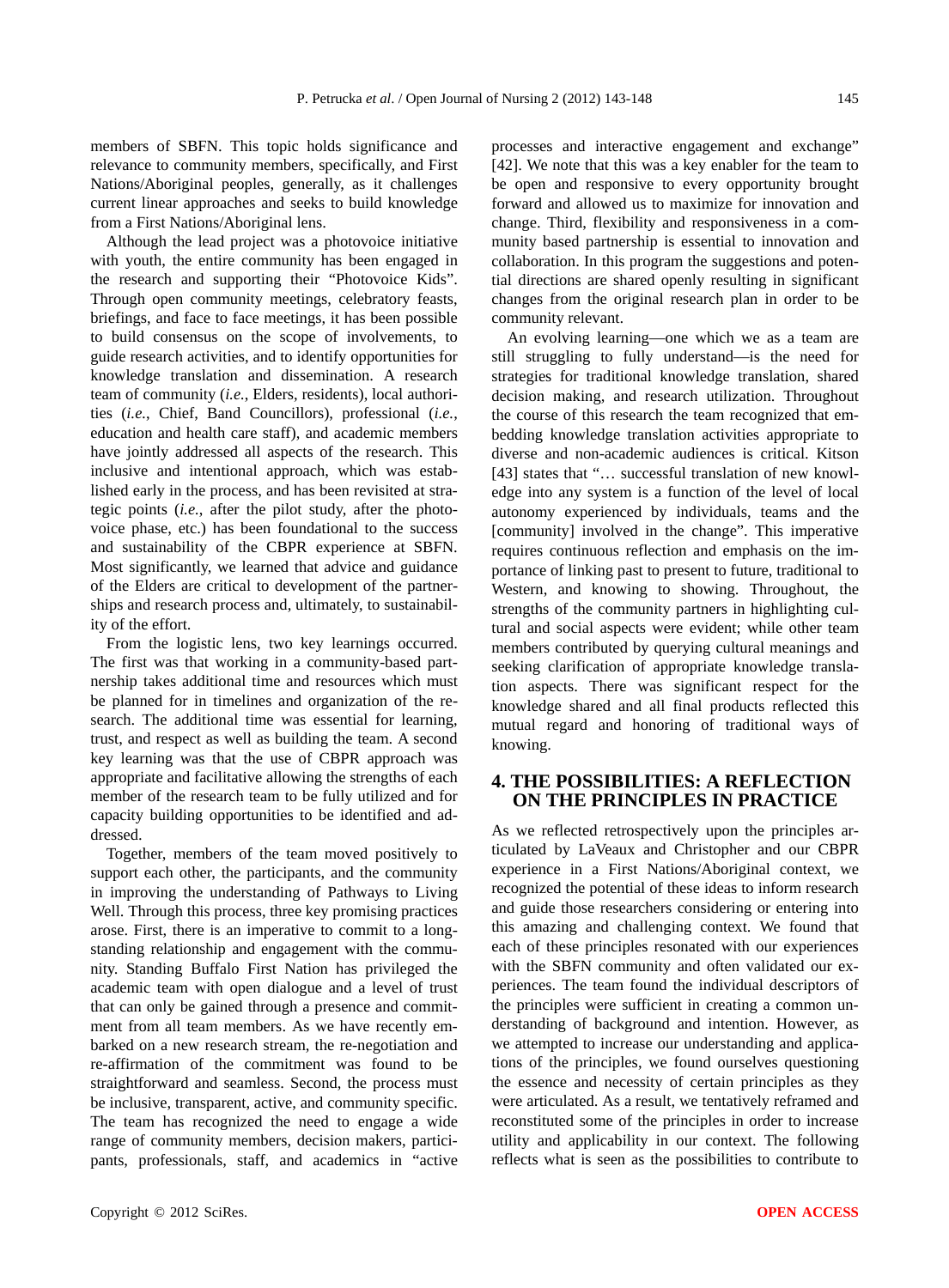members of SBFN. This topic holds significance and relevance to community members, specifically, and First Nations/Aboriginal peoples, generally, as it challenges current linear approaches and seeks to build knowledge from a First Nations/Aboriginal lens.

Although the lead project was a photovoice initiative with youth, the entire community has been engaged in the research and supporting their "Photovoice Kids". Through open community meetings, celebratory feasts, briefings, and face to face meetings, it has been possible to build consensus on the scope of involvements, to guide research activities, and to identify opportunities for knowledge translation and dissemination. A research team of community (*i.e.*, Elders, residents), local authorities (*i.e.*, Chief, Band Councillors), professional (*i.e.*, education and health care staff), and academic members have jointly addressed all aspects of the research. This inclusive and intentional approach, which was established early in the process, and has been revisited at strategic points (*i.e.*, after the pilot study, after the photovoice phase, etc.) has been foundational to the success and sustainability of the CBPR experience at SBFN. Most significantly, we learned that advice and guidance of the Elders are critical to development of the partnerships and research process and, ultimately, to sustainability of the effort.

From the logistic lens, two key learnings occurred. The first was that working in a community-based partnership takes additional time and resources which must be planned for in timelines and organization of the research. The additional time was essential for learning, trust, and respect as well as building the team. A second key learning was that the use of CBPR approach was appropriate and facilitative allowing the strengths of each member of the research team to be fully utilized and for capacity building opportunities to be identified and addressed.

Together, members of the team moved positively to support each other, the participants, and the community in improving the understanding of Pathways to Living Well. Through this process, three key promising practices arose. First, there is an imperative to commit to a longstanding relationship and engagement with the community. Standing Buffalo First Nation has privileged the academic team with open dialogue and a level of trust that can only be gained through a presence and commitment from all team members. As we have recently embarked on a new research stream, the re-negotiation and re-affirmation of the commitment was found to be straightforward and seamless. Second, the process must be inclusive, transparent, active, and community specific. The team has recognized the need to engage a wide range of community members, decision makers, participants, professionals, staff, and academics in "active processes and interactive engagement and exchange" [42]. We note that this was a key enabler for the team to be open and responsive to every opportunity brought forward and allowed us to maximize for innovation and change. Third, flexibility and responsiveness in a community based partnership is essential to innovation and collaboration. In this program the suggestions and potential directions are shared openly resulting in significant changes from the original research plan in order to be community relevant.

An evolving learning—one which we as a team are still struggling to fully understand—is the need for strategies for traditional knowledge translation, shared decision making, and research utilization. Throughout the course of this research the team recognized that embedding knowledge translation activities appropriate to diverse and non-academic audiences is critical. Kitson [43] states that "… successful translation of new knowledge into any system is a function of the level of local autonomy experienced by individuals, teams and the [community] involved in the change". This imperative requires continuous reflection and emphasis on the importance of linking past to present to future, traditional to Western, and knowing to showing. Throughout, the strengths of the community partners in highlighting cultural and social aspects were evident; while other team members contributed by querying cultural meanings and seeking clarification of appropriate knowledge translation aspects. There was significant respect for the knowledge shared and all final products reflected this mutual regard and honoring of traditional ways of knowing.

## 4. THE POSSIBILITIES: A REFLECTION ON THE PRINCIPLES IN PRACTICE

As we reflected retrospectively upon the principles articulated by LaVeaux and Christopher and our CBPR experience in a First Nations/Aboriginal context, we recognized the potential of these ideas to inform research and guide those researchers considering or entering into this amazing and challenging context. We found that each of these principles resonated with our experiences with the SBFN community and often validated our experiences. The team found the individual descriptors of the principles were sufficient in creating a common understanding of background and intention. However, as we attempted to increase our understanding and applications of the principles, we found ourselves questioning the essence and necessity of certain principles as they were articulated. As a result, we tentatively reframed and reconstituted some of the principles in order to increase utility and applicability in our context. The following reflects what is seen as the possibilities to contribute to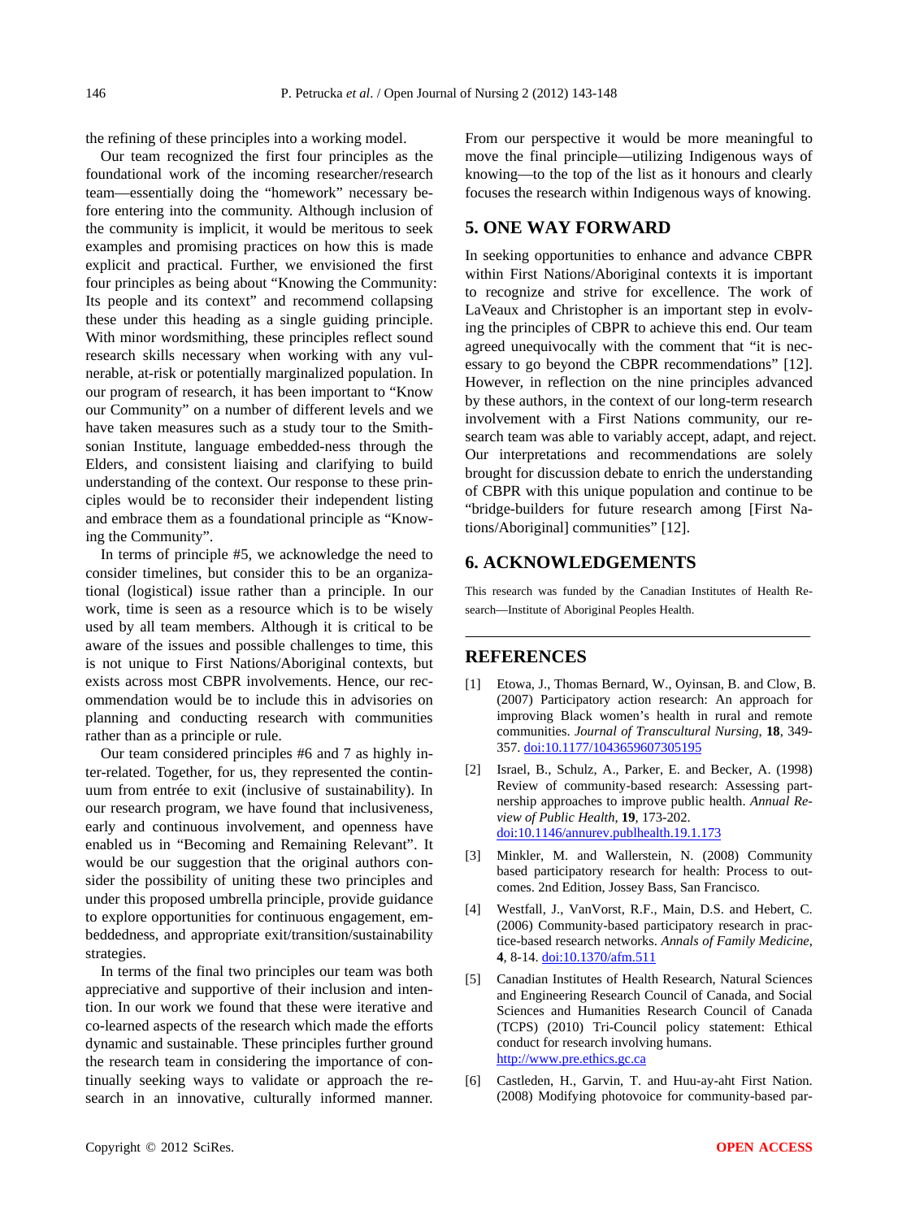the refining of these principles into a working model.

Our team recognized the first four principles as the foundational work of the incoming researcher/research team—essentially doing the "homework" necessary before entering into the community. Although inclusion of the community is implicit, it would be meritous to seek examples and promising practices on how this is made explicit and practical. Further, we envisioned the first four principles as being about "Knowing the Community: Its people and its context" and recommend collapsing these under this heading as a single guiding principle. With minor wordsmithing, these principles reflect sound research skills necessary when working with any vulnerable, at-risk or potentially marginalized population. In our program of research, it has been important to "Know our Community" on a number of different levels and we have taken measures such as a study tour to the Smithsonian Institute, language embedded-ness through the Elders, and consistent liaising and clarifying to build understanding of the context. Our response to these principles would be to reconsider their independent listing and embrace them as a foundational principle as "Knowing the Community".

In terms of principle #5, we acknowledge the need to consider timelines, but consider this to be an organizational (logistical) issue rather than a principle. In our work, time is seen as a resource which is to be wisely used by all team members. Although it is critical to be aware of the issues and possible challenges to time, this is not unique to First Nations/Aboriginal contexts, but exists across most CBPR involvements. Hence, our recommendation would be to include this in advisories on planning and conducting research with communities rather than as a principle or rule.

Our team considered principles #6 and 7 as highly inter-related. Together, for us, they represented the continuum from entrée to exit (inclusive of sustainability). In our research program, we have found that inclusiveness, early and continuous involvement, and openness have enabled us in "Becoming and Remaining Relevant". It would be our suggestion that the original authors consider the possibility of uniting these two principles and under this proposed umbrella principle, provide guidance to explore opportunities for continuous engagement, embeddedness, and appropriate exit/transition/sustainability strategies.

In terms of the final two principles our team was both appreciative and supportive of their inclusion and intention. In our work we found that these were iterative and co-learned aspects of the research which made the efforts dynamic and sustainable. These principles further ground the research team in considering the importance of continually seeking ways to validate or approach the research in an innovative, culturally informed manner. From our perspective it would be more meaningful to move the final principle—utilizing Indigenous ways of knowing—to the top of the list as it honours and clearly focuses the research within Indigenous ways of knowing.

## 5. ONE WAY FORWARD

In seeking opportunities to enhance and advance CBPR within First Nations/Aboriginal contexts it is important to recognize and strive for excellence. The work of LaVeaux and Christopher is an important step in evolving the principles of CBPR to achieve this end. Our team agreed unequivocally with the comment that "it is necessary to go beyond the CBPR recommendations" [12]. However, in reflection on the nine principles advanced by these authors, in the context of our long-term research involvement with a First Nations community, our research team was able to variably accept, adapt, and reject. Our interpretations and recommendations are solely brought for discussion debate to enrich the understanding of CBPR with this unique population and continue to be "bridge-builders for future research among [First Nations/Aboriginal] communities" [12].

## 6. ACKNOWLEDGEMENTS

This research was funded by the Canadian Institutes of Health Research—Institute of Aboriginal Peoples Health.

## REFERENCES

[1] Etowa, J., Thomas Bernard, W., Oyinsan, B. and Clow, B. (2007) Participatory action research: An approach for improving Black women's health in rural and remote communities. *Journal of Transcultural Nursing*, **18**, 349-357. doi:10.1177/1043659607305195

[2] Israel, B., Schulz, A., Parker, E. and Becker, A. (1998) Review of community-based research: Assessing partnership approaches to improve public health. *Annual Review of Public Health*, **19**, 173-202. doi:10.1146/annurev.publhealth.19.1.173

[3] Minkler, M. and Wallerstein, N. (2008) Community based participatory research for health: Process to outcomes. 2nd Edition, Jossey Bass, San Francisco.

[4] Westfall, J., VanVorst, R.F., Main, D.S. and Hebert, C. (2006) Community-based participatory research in practice-based research networks. *Annals of Family Medicine*, **4**, 8-14. doi:10.1370/afm.511

[5] Canadian Institutes of Health Research, Natural Sciences and Engineering Research Council of Canada, and Social Sciences and Humanities Research Council of Canada (TCPS) (2010) Tri-Council policy statement: Ethical conduct for research involving humans. http://www.pre.ethics.gc.ca

[6] Castleden, H., Garvin, T. and Huu-ay-aht First Nation. (2008) Modifying photovoice for community-based par-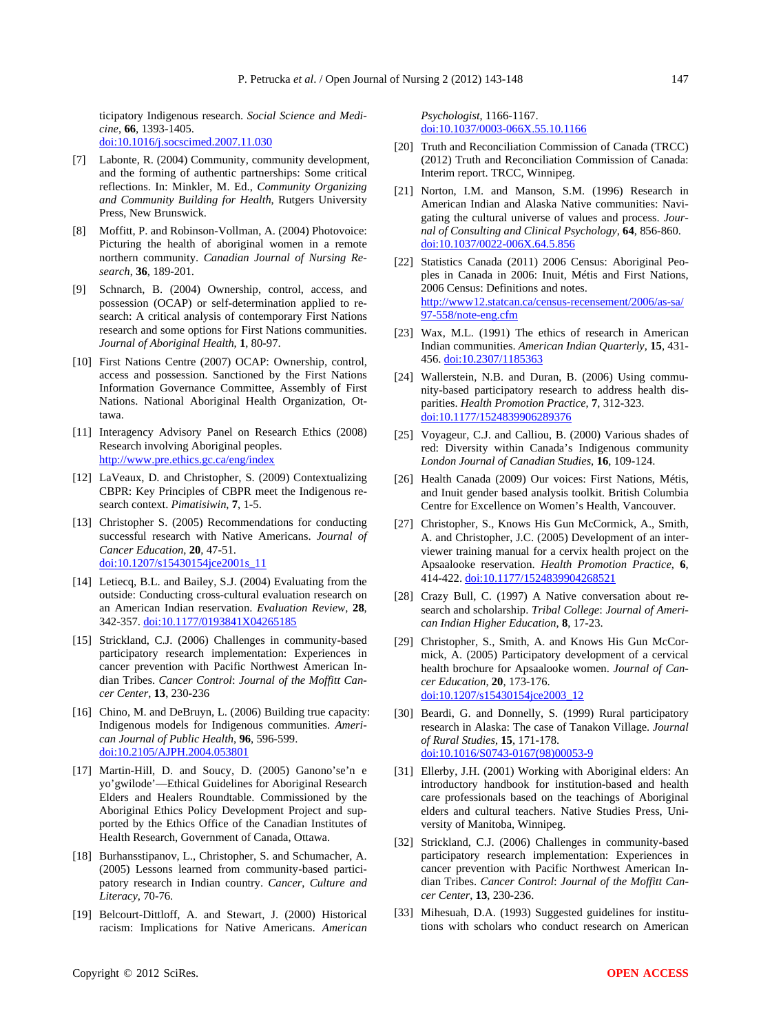ticipatory Indigenous research. *Social Science and Medicine*, **66**, 1393-1405. doi:10.1016/j.socscimed.2007.11.030

[7] Labonte, R. (2004) Community, community development, and the forming of authentic partnerships: Some critical reflections. In: Minkler, M. Ed., *Community Organizing and Community Building for Health*, Rutgers University Press, New Brunswick.

[8] Moffitt, P. and Robinson-Vollman, A. (2004) Photovoice: Picturing the health of aboriginal women in a remote northern community. *Canadian Journal of Nursing Research*, **36**, 189-201.

[9] Schnarch, B. (2004) Ownership, control, access, and possession (OCAP) or self-determination applied to research: A critical analysis of contemporary First Nations research and some options for First Nations communities. *Journal of Aboriginal Health*, **1**, 80-97.

[10] First Nations Centre (2007) OCAP: Ownership, control, access and possession. Sanctioned by the First Nations Information Governance Committee, Assembly of First Nations. National Aboriginal Health Organization, Ottawa.

[11] Interagency Advisory Panel on Research Ethics (2008) Research involving Aboriginal peoples. http://www.pre.ethics.gc.ca/eng/index

[12] LaVeaux, D. and Christopher, S. (2009) Contextualizing CBPR: Key Principles of CBPR meet the Indigenous research context. *Pimatisiwin*, **7**, 1-5.

[13] Christopher S. (2005) Recommendations for conducting successful research with Native Americans. *Journal of Cancer Education*, **20**, 47-51. doi:10.1207/s15430154jce2001s_11

[14] Letiecq, B.L. and Bailey, S.J. (2004) Evaluating from the outside: Conducting cross-cultural evaluation research on an American Indian reservation. *Evaluation Review*, **28**, 342-357. doi:10.1177/0193841X04265185

[15] Strickland, C.J. (2006) Challenges in community-based participatory research implementation: Experiences in cancer prevention with Pacific Northwest American Indian Tribes. *Cancer Control*: *Journal of the Moffitt Cancer Center*, **13**, 230-236

[16] Chino, M. and DeBruyn, L. (2006) Building true capacity: Indigenous models for Indigenous communities. *American Journal of Public Health*, **96**, 596-599. doi:10.2105/AJPH.2004.053801

[17] Martin-Hill, D. and Soucy, D. (2005) Ganono'se'n e yo'gwilode'—Ethical Guidelines for Aboriginal Research Elders and Healers Roundtable. Commissioned by the Aboriginal Ethics Policy Development Project and supported by the Ethics Office of the Canadian Institutes of Health Research, Government of Canada, Ottawa.

[18] Burhansstipanov, L., Christopher, S. and Schumacher, A. (2005) Lessons learned from community-based participatory research in Indian country. *Cancer*, *Culture and Literacy*, 70-76.

[19] Belcourt-Dittloff, A. and Stewart, J. (2000) Historical racism: Implications for Native Americans. *American Psychologist*, 1166-1167. doi:10.1037/0003-066X.55.10.1166

[20] Truth and Reconciliation Commission of Canada (TRCC) (2012) Truth and Reconciliation Commission of Canada: Interim report. TRCC, Winnipeg.

[21] Norton, I.M. and Manson, S.M. (1996) Research in American Indian and Alaska Native communities: Navigating the cultural universe of values and process. *Journal of Consulting and Clinical Psychology*, **64**, 856-860. doi:10.1037/0022-006X.64.5.856

[22] Statistics Canada (2011) 2006 Census: Aboriginal Peoples in Canada in 2006: Inuit, Métis and First Nations, 2006 Census: Definitions and notes. http://www12.statcan.ca/census-recensement/2006/as-sa/97-558/note-eng.cfm

[23] Wax, M.L. (1991) The ethics of research in American Indian communities. *American Indian Quarterly*, **15**, 431-456. doi:10.2307/1185363

[24] Wallerstein, N.B. and Duran, B. (2006) Using community-based participatory research to address health disparities. *Health Promotion Practice*, **7**, 312-323. doi:10.1177/1524839906289376

[25] Voyageur, C.J. and Calliou, B. (2000) Various shades of red: Diversity within Canada's Indigenous community *London Journal of Canadian Studies*, **16**, 109-124.

[26] Health Canada (2009) Our voices: First Nations, Métis, and Inuit gender based analysis toolkit. British Columbia Centre for Excellence on Women's Health, Vancouver.

[27] Christopher, S., Knows His Gun McCormick, A., Smith, A. and Christopher, J.C. (2005) Development of an interviewer training manual for a cervix health project on the Apsaalooke reservation. *Health Promotion Practice*, **6**, 414-422. doi:10.1177/1524839904268521

[28] Crazy Bull, C. (1997) A Native conversation about research and scholarship. *Tribal College*: *Journal of American Indian Higher Education*, **8**, 17-23.

[29] Christopher, S., Smith, A. and Knows His Gun McCormick, A. (2005) Participatory development of a cervical health brochure for Apsaalooke women. *Journal of Cancer Education*, **20**, 173-176. doi:10.1207/s15430154jce2003_12

[30] Beardi, G. and Donnelly, S. (1999) Rural participatory research in Alaska: The case of Tanakon Village. *Journal of Rural Studies*, **15**, 171-178. doi:10.1016/S0743-0167(98)00053-9

[31] Ellerby, J.H. (2001) Working with Aboriginal elders: An introductory handbook for institution-based and health care professionals based on the teachings of Aboriginal elders and cultural teachers. Native Studies Press, University of Manitoba, Winnipeg.

[32] Strickland, C.J. (2006) Challenges in community-based participatory research implementation: Experiences in cancer prevention with Pacific Northwest American Indian Tribes. *Cancer Control*: *Journal of the Moffitt Cancer Center*, **13**, 230-236.

[33] Mihesuah, D.A. (1993) Suggested guidelines for institutions with scholars who conduct research on American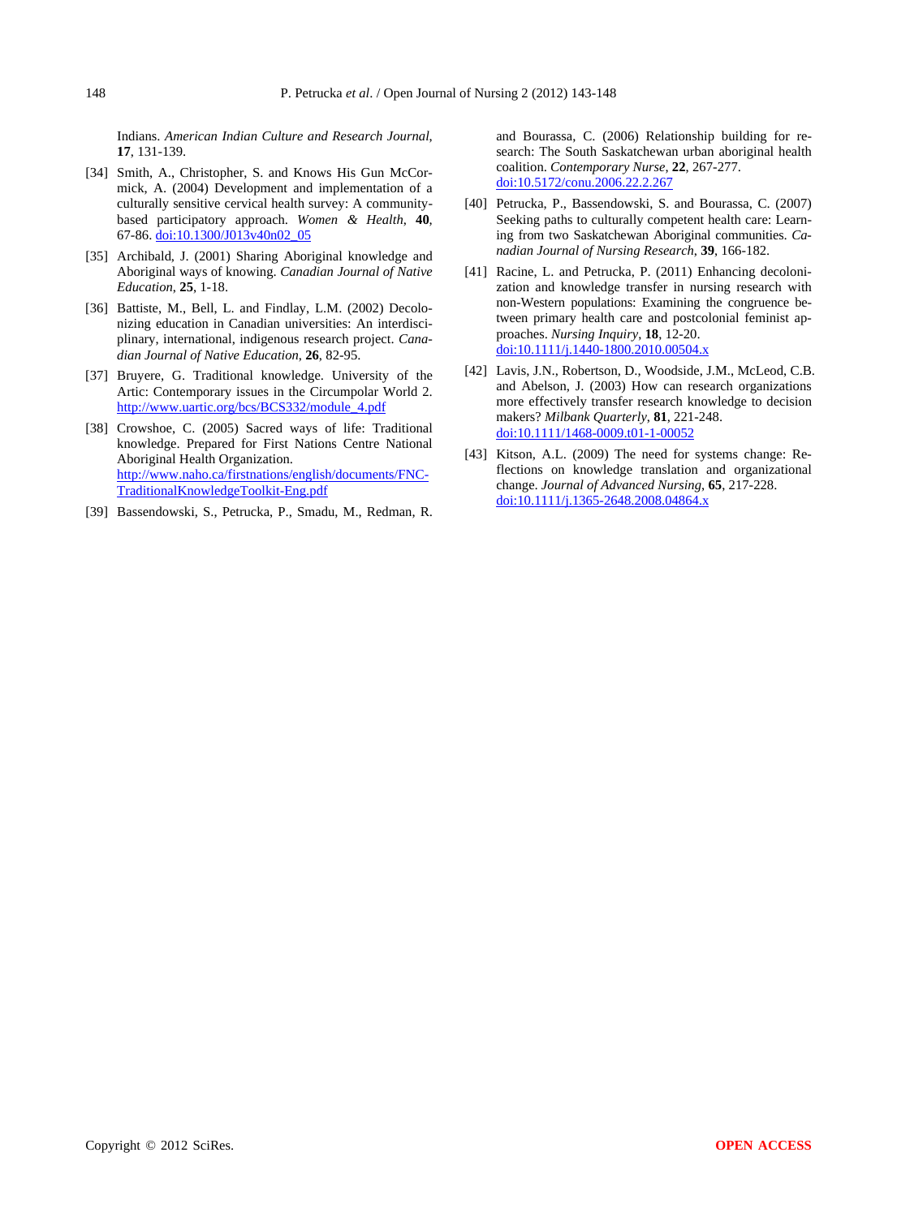Indians. *American Indian Culture and Research Journal*, **17**, 131-139.

[34] Smith, A., Christopher, S. and Knows His Gun McCormick, A. (2004) Development and implementation of a culturally sensitive cervical health survey: A community-based participatory approach. *Women & Health*, **40**, 67-86. doi:10.1300/J013v40n02_05

[35] Archibald, J. (2001) Sharing Aboriginal knowledge and Aboriginal ways of knowing. *Canadian Journal of Native Education*, **25**, 1-18.

[36] Battiste, M., Bell, L. and Findlay, L.M. (2002) Decolonizing education in Canadian universities: An interdisciplinary, international, indigenous research project. *Canadian Journal of Native Education*, **26**, 82-95.

[37] Bruyere, G. Traditional knowledge. University of the Artic: Contemporary issues in the Circumpolar World 2. http://www.uartic.org/bcs/BCS332/module_4.pdf

[38] Crowshoe, C. (2005) Sacred ways of life: Traditional knowledge. Prepared for First Nations Centre National Aboriginal Health Organization. http://www.naho.ca/firstnations/english/documents/FNC-TraditionalKnowledgeToolkit-Eng.pdf

[39] Bassendowski, S., Petrucka, P., Smadu, M., Redman, R. and Bourassa, C. (2006) Relationship building for research: The South Saskatchewan urban aboriginal health coalition. *Contemporary Nurse*, **22**, 267-277. doi:10.5172/conu.2006.22.2.267

[40] Petrucka, P., Bassendowski, S. and Bourassa, C. (2007) Seeking paths to culturally competent health care: Learning from two Saskatchewan Aboriginal communities. *Canadian Journal of Nursing Research*, **39**, 166-182.

[41] Racine, L. and Petrucka, P. (2011) Enhancing decolonization and knowledge transfer in nursing research with non-Western populations: Examining the congruence between primary health care and postcolonial feminist approaches. *Nursing Inquiry*, **18**, 12-20. doi:10.1111/j.1440-1800.2010.00504.x

[42] Lavis, J.N., Robertson, D., Woodside, J.M., McLeod, C.B. and Abelson, J. (2003) How can research organizations more effectively transfer research knowledge to decision makers? *Milbank Quarterly*, **81**, 221-248. doi:10.1111/1468-0009.t01-1-00052

[43] Kitson, A.L. (2009) The need for systems change: Reflections on knowledge translation and organizational change. *Journal of Advanced Nursing*, **65**, 217-228. doi:10.1111/j.1365-2648.2008.04864.x